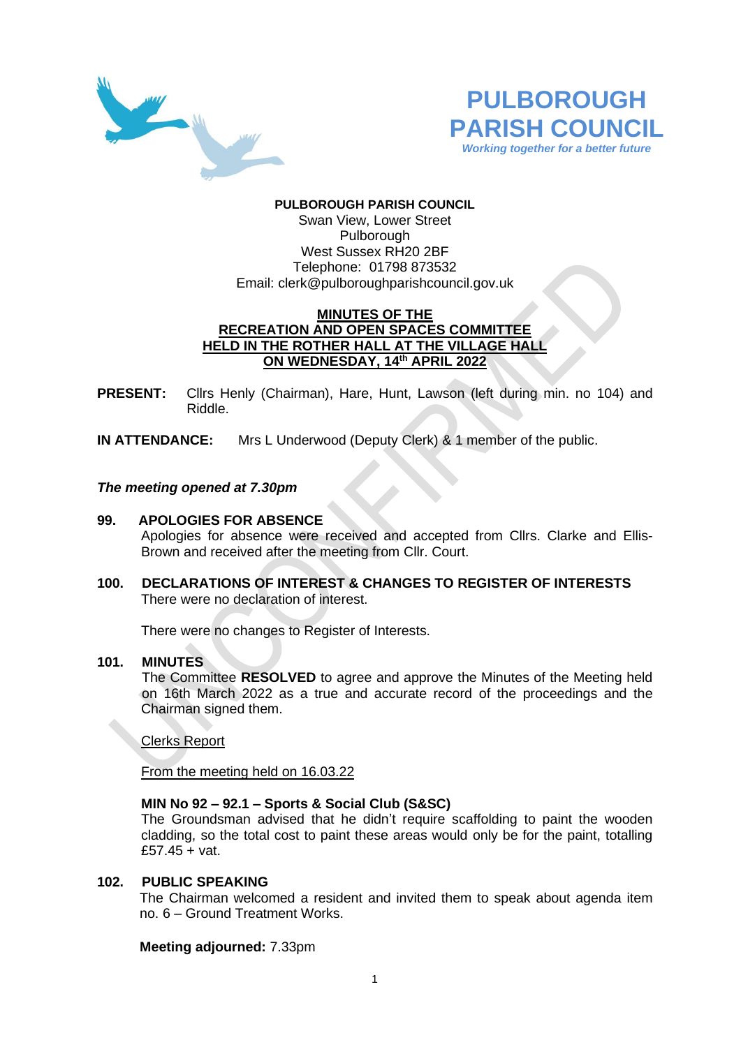**PULBOROUGH PARISH COUNCIL**

*Working together for a better future*

**PULBOROUGH PARISH COUNCIL**
Swan View, Lower Street
Pulborough
West Sussex RH20 2BF
Telephone: 01798 873532
Email: clerk@pulboroughparishcouncil.gov.uk

**MINUTES OF THE RECREATION AND OPEN SPACES COMMITTEE HELD IN THE ROTHER HALL AT THE VILLAGE HALL ON WEDNESDAY, 14th APRIL 2022**

**PRESENT:** Cllrs Henly (Chairman), Hare, Hunt, Lawson (left during min. no 104) and Riddle.

**IN ATTENDANCE:** Mrs L Underwood (Deputy Clerk) & 1 member of the public.

***The meeting opened at 7.30pm***

**99. APOLOGIES FOR ABSENCE**

Apologies for absence were received and accepted from Cllrs. Clarke and Ellis-Brown and received after the meeting from Cllr. Court.

**100. DECLARATIONS OF INTEREST & CHANGES TO REGISTER OF INTERESTS**

There were no declaration of interest.

There were no changes to Register of Interests.

**101. MINUTES**

The Committee **RESOLVED** to agree and approve the Minutes of the Meeting held on 16th March 2022 as a true and accurate record of the proceedings and the Chairman signed them.

Clerks Report

From the meeting held on 16.03.22

**MIN No 92 – 92.1 – Sports & Social Club (S&SC)**

The Groundsman advised that he didn't require scaffolding to paint the wooden cladding, so the total cost to paint these areas would only be for the paint, totalling £57.45 + vat.

**102. PUBLIC SPEAKING**

The Chairman welcomed a resident and invited them to speak about agenda item no. 6 – Ground Treatment Works.

**Meeting adjourned:** 7.33pm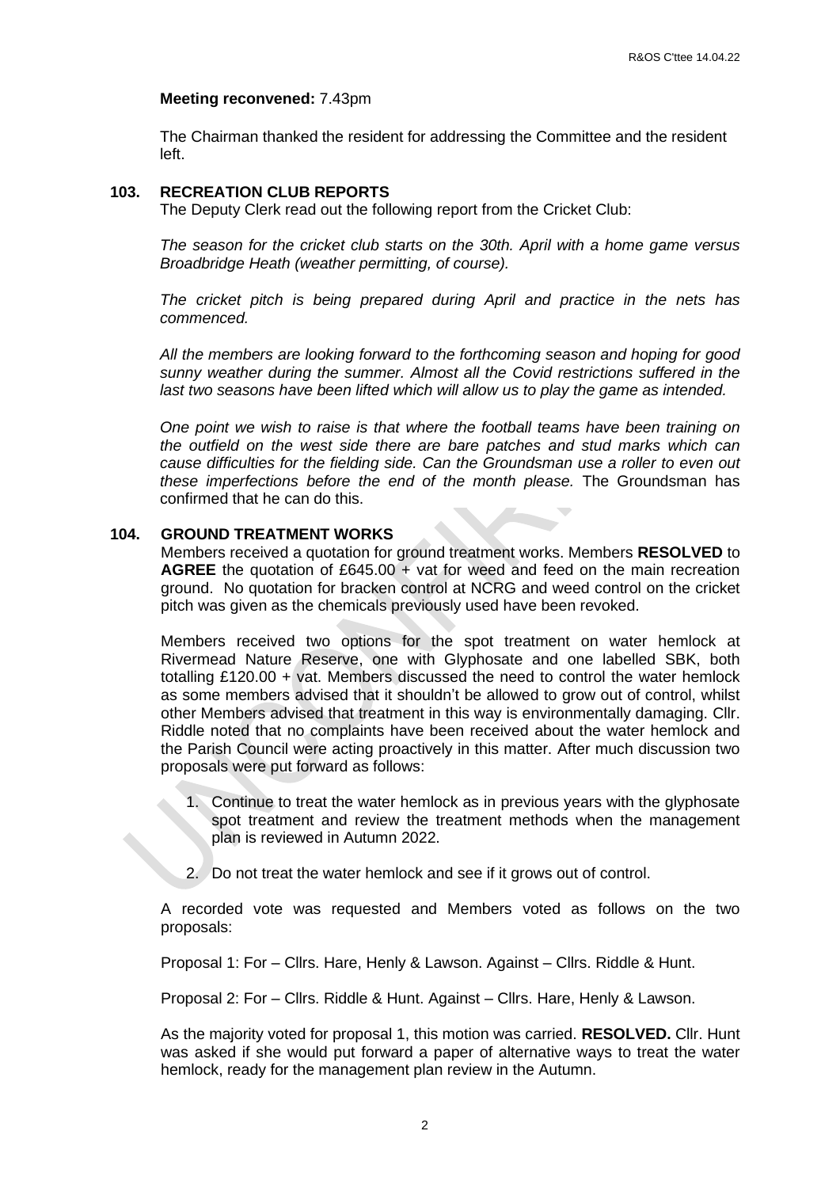**Meeting reconvened:** 7.43pm

The Chairman thanked the resident for addressing the Committee and the resident left.

## 103. RECREATION CLUB REPORTS

The Deputy Clerk read out the following report from the Cricket Club:

*The season for the cricket club starts on the 30th. April with a home game versus Broadbridge Heath (weather permitting, of course).*

*The cricket pitch is being prepared during April and practice in the nets has commenced.*

*All the members are looking forward to the forthcoming season and hoping for good sunny weather during the summer. Almost all the Covid restrictions suffered in the last two seasons have been lifted which will allow us to play the game as intended.*

*One point we wish to raise is that where the football teams have been training on the outfield on the west side there are bare patches and stud marks which can cause difficulties for the fielding side. Can the Groundsman use a roller to even out these imperfections before the end of the month please.* The Groundsman has confirmed that he can do this.

## 104. GROUND TREATMENT WORKS

Members received a quotation for ground treatment works. Members **RESOLVED** to **AGREE** the quotation of £645.00 + vat for weed and feed on the main recreation ground. No quotation for bracken control at NCRG and weed control on the cricket pitch was given as the chemicals previously used have been revoked.

Members received two options for the spot treatment on water hemlock at Rivermead Nature Reserve, one with Glyphosate and one labelled SBK, both totalling £120.00 + vat. Members discussed the need to control the water hemlock as some members advised that it shouldn't be allowed to grow out of control, whilst other Members advised that treatment in this way is environmentally damaging. Cllr. Riddle noted that no complaints have been received about the water hemlock and the Parish Council were acting proactively in this matter. After much discussion two proposals were put forward as follows:

1. Continue to treat the water hemlock as in previous years with the glyphosate spot treatment and review the treatment methods when the management plan is reviewed in Autumn 2022.

2. Do not treat the water hemlock and see if it grows out of control.

A recorded vote was requested and Members voted as follows on the two proposals:

Proposal 1: For – Cllrs. Hare, Henly & Lawson. Against – Cllrs. Riddle & Hunt.

Proposal 2: For – Cllrs. Riddle & Hunt. Against – Cllrs. Hare, Henly & Lawson.

As the majority voted for proposal 1, this motion was carried. **RESOLVED.** Cllr. Hunt was asked if she would put forward a paper of alternative ways to treat the water hemlock, ready for the management plan review in the Autumn.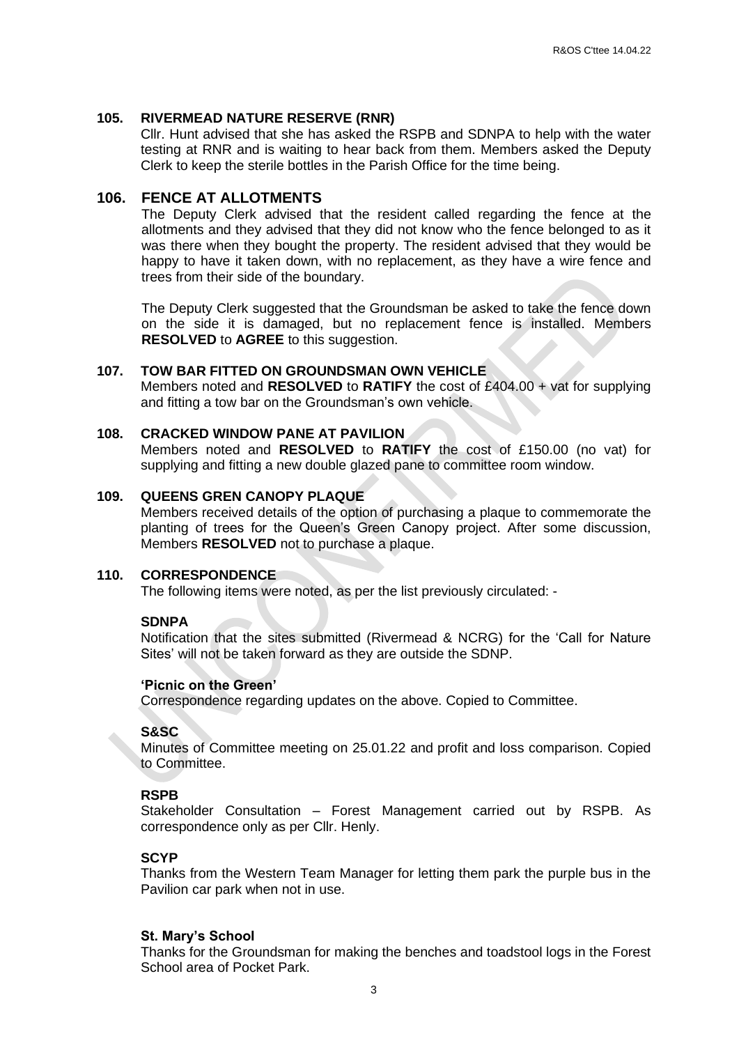## 105. RIVERMEAD NATURE RESERVE (RNR)

Cllr. Hunt advised that she has asked the RSPB and SDNPA to help with the water testing at RNR and is waiting to hear back from them. Members asked the Deputy Clerk to keep the sterile bottles in the Parish Office for the time being.

## 106. FENCE AT ALLOTMENTS

The Deputy Clerk advised that the resident called regarding the fence at the allotments and they advised that they did not know who the fence belonged to as it was there when they bought the property. The resident advised that they would be happy to have it taken down, with no replacement, as they have a wire fence and trees from their side of the boundary.

The Deputy Clerk suggested that the Groundsman be asked to take the fence down on the side it is damaged, but no replacement fence is installed. Members **RESOLVED** to **AGREE** to this suggestion.

## 107. TOW BAR FITTED ON GROUNDSMAN OWN VEHICLE

Members noted and **RESOLVED** to **RATIFY** the cost of £404.00 + vat for supplying and fitting a tow bar on the Groundsman's own vehicle.

## 108. CRACKED WINDOW PANE AT PAVILION

Members noted and **RESOLVED** to **RATIFY** the cost of £150.00 (no vat) for supplying and fitting a new double glazed pane to committee room window.

## 109. QUEENS GREN CANOPY PLAQUE

Members received details of the option of purchasing a plaque to commemorate the planting of trees for the Queen's Green Canopy project. After some discussion, Members **RESOLVED** not to purchase a plaque.

## 110. CORRESPONDENCE

The following items were noted, as per the list previously circulated: -

**SDNPA**

Notification that the sites submitted (Rivermead & NCRG) for the 'Call for Nature Sites' will not be taken forward as they are outside the SDNP.

**'Picnic on the Green'**

Correspondence regarding updates on the above. Copied to Committee.

**S&SC**

Minutes of Committee meeting on 25.01.22 and profit and loss comparison. Copied to Committee.

**RSPB**

Stakeholder Consultation – Forest Management carried out by RSPB. As correspondence only as per Cllr. Henly.

**SCYP**

Thanks from the Western Team Manager for letting them park the purple bus in the Pavilion car park when not in use.

**St. Mary's School**

Thanks for the Groundsman for making the benches and toadstool logs in the Forest School area of Pocket Park.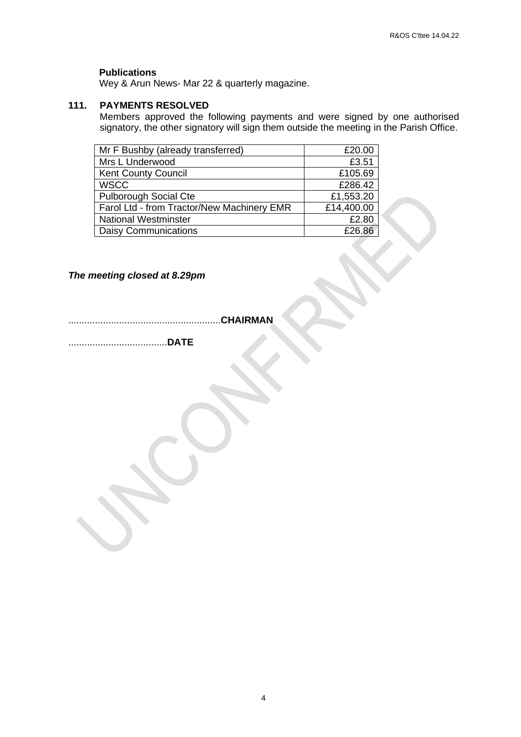**Publications**

Wey & Arun News- Mar 22 & quarterly magazine.

## 111. PAYMENTS RESOLVED

Members approved the following payments and were signed by one authorised signatory, the other signatory will sign them outside the meeting in the Parish Office.

| | |
|---|---|
| Mr F Bushby (already transferred) | £20.00 |
| Mrs L Underwood | £3.51 |
| Kent County Council | £105.69 |
| WSCC | £286.42 |
| Pulborough Social Cte | £1,553.20 |
| Farol Ltd - from Tractor/New Machinery EMR | £14,400.00 |
| National Westminster | £2.80 |
| Daisy Communications | £26.86 |

***The meeting closed at 8.29pm***

.........................................................**CHAIRMAN**

.....................................**DATE**

UNCONFIRMED